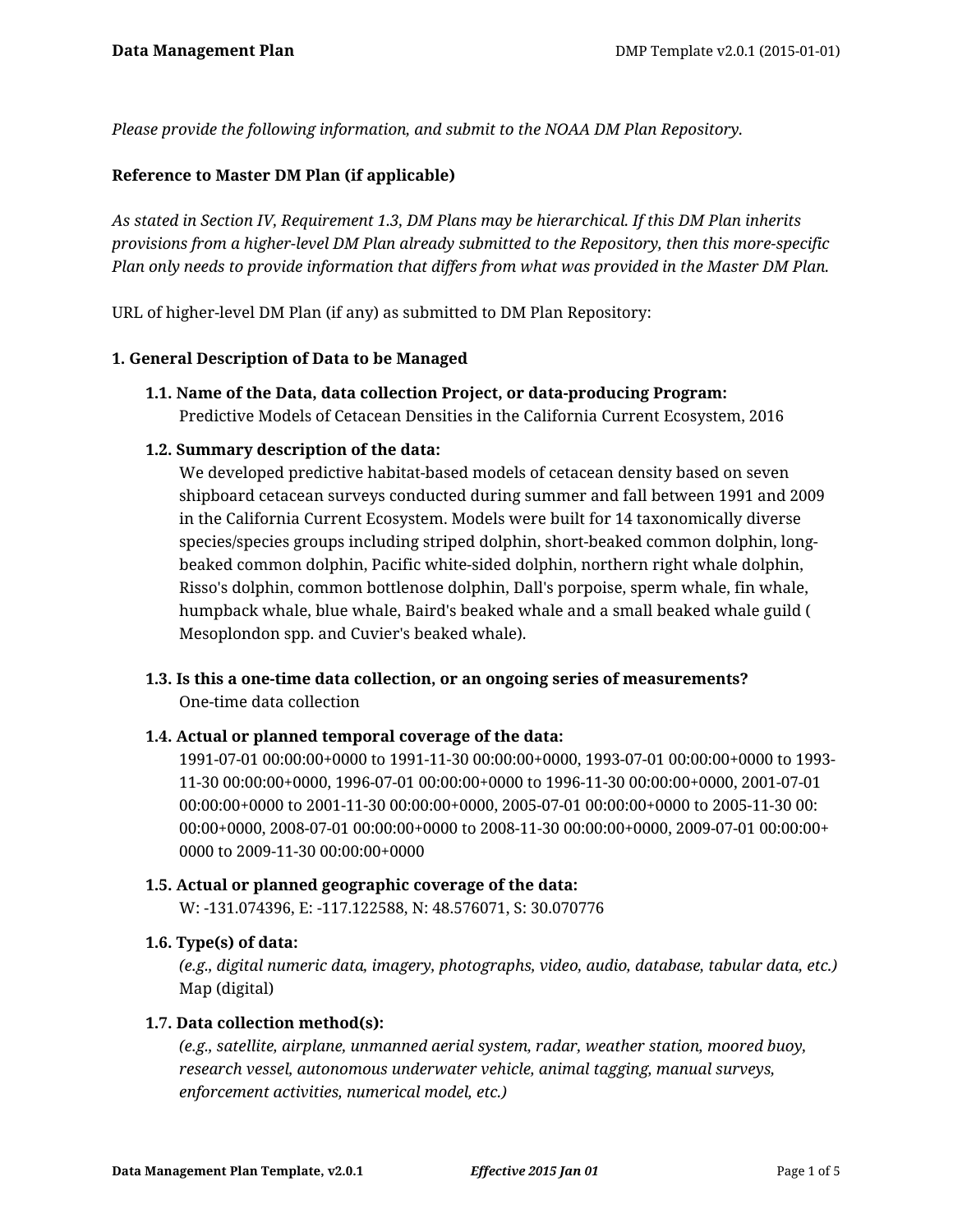*Please provide the following information, and submit to the NOAA DM Plan Repository.*

**Reference to Master DM Plan (if applicable)**

*As stated in Section IV, Requirement 1.3, DM Plans may be hierarchical. If this DM Plan inherits provisions from a higher-level DM Plan already submitted to the Repository, then this more-specific Plan only needs to provide information that differs from what was provided in the Master DM Plan.*

URL of higher-level DM Plan (if any) as submitted to DM Plan Repository:

**1. General Description of Data to be Managed**

**1.1. Name of the Data, data collection Project, or data-producing Program:**
Predictive Models of Cetacean Densities in the California Current Ecosystem, 2016

**1.2. Summary description of the data:**
We developed predictive habitat-based models of cetacean density based on seven shipboard cetacean surveys conducted during summer and fall between 1991 and 2009 in the California Current Ecosystem. Models were built for 14 taxonomically diverse species/species groups including striped dolphin, short-beaked common dolphin, long-beaked common dolphin, Pacific white-sided dolphin, northern right whale dolphin, Risso's dolphin, common bottlenose dolphin, Dall's porpoise, sperm whale, fin whale, humpback whale, blue whale, Baird's beaked whale and a small beaked whale guild ( Mesoplondon spp. and Cuvier's beaked whale).

**1.3. Is this a one-time data collection, or an ongoing series of measurements?**
One-time data collection

**1.4. Actual or planned temporal coverage of the data:**
1991-07-01 00:00:00+0000 to 1991-11-30 00:00:00+0000, 1993-07-01 00:00:00+0000 to 1993-11-30 00:00:00+0000, 1996-07-01 00:00:00+0000 to 1996-11-30 00:00:00+0000, 2001-07-01 00:00:00+0000 to 2001-11-30 00:00:00+0000, 2005-07-01 00:00:00+0000 to 2005-11-30 00:00:00+0000, 2008-07-01 00:00:00+0000 to 2008-11-30 00:00:00+0000, 2009-07-01 00:00:00+0000 to 2009-11-30 00:00:00+0000

**1.5. Actual or planned geographic coverage of the data:**
W: -131.074396, E: -117.122588, N: 48.576071, S: 30.070776

**1.6. Type(s) of data:**
*(e.g., digital numeric data, imagery, photographs, video, audio, database, tabular data, etc.)*
Map (digital)

**1.7. Data collection method(s):**
*(e.g., satellite, airplane, unmanned aerial system, radar, weather station, moored buoy, research vessel, autonomous underwater vehicle, animal tagging, manual surveys, enforcement activities, numerical model, etc.)*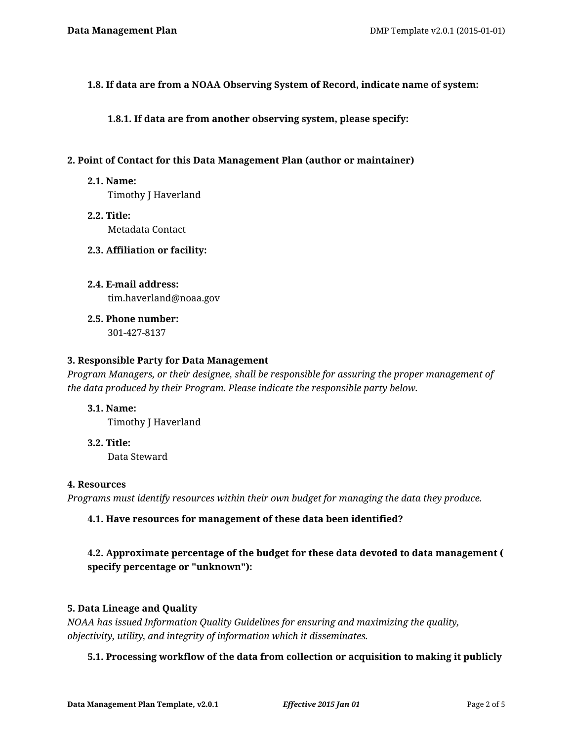**1.8. If data are from a NOAA Observing System of Record, indicate name of system:**

**1.8.1. If data are from another observing system, please specify:**

## 2. Point of Contact for this Data Management Plan (author or maintainer)

**2.1. Name:**
Timothy J Haverland

**2.2. Title:**
Metadata Contact

**2.3. Affiliation or facility:**

**2.4. E-mail address:**
tim.haverland@noaa.gov

**2.5. Phone number:**
301-427-8137

## 3. Responsible Party for Data Management

*Program Managers, or their designee, shall be responsible for assuring the proper management of the data produced by their Program. Please indicate the responsible party below.*

**3.1. Name:**
Timothy J Haverland

**3.2. Title:**
Data Steward

## 4. Resources

*Programs must identify resources within their own budget for managing the data they produce.*

**4.1. Have resources for management of these data been identified?**

**4.2. Approximate percentage of the budget for these data devoted to data management ( specify percentage or "unknown"):**

## 5. Data Lineage and Quality

*NOAA has issued Information Quality Guidelines for ensuring and maximizing the quality, objectivity, utility, and integrity of information which it disseminates.*

**5.1. Processing workflow of the data from collection or acquisition to making it publicly**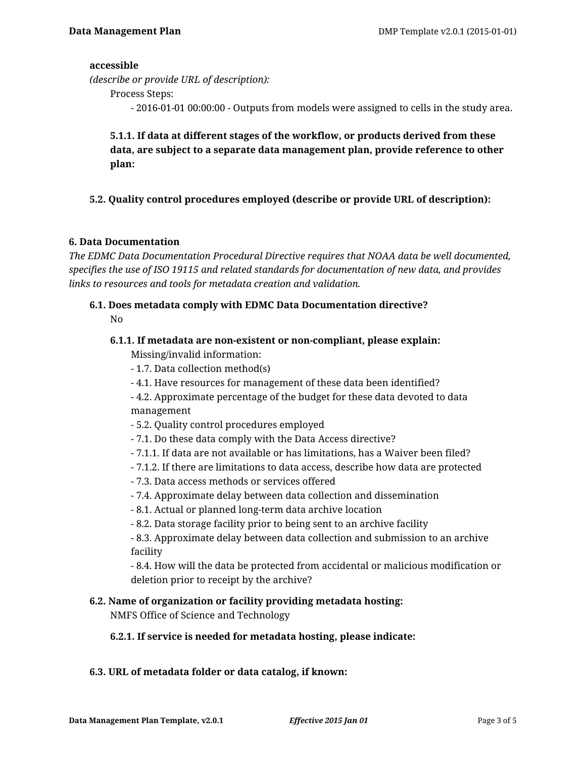**accessible**
*(describe or provide URL of description):*

Process Steps:

- 2016-01-01 00:00:00 - Outputs from models were assigned to cells in the study area.

**5.1.1. If data at different stages of the workflow, or products derived from these data, are subject to a separate data management plan, provide reference to other plan:**

**5.2. Quality control procedures employed (describe or provide URL of description):**

### 6. Data Documentation

*The EDMC Data Documentation Procedural Directive requires that NOAA data be well documented, specifies the use of ISO 19115 and related standards for documentation of new data, and provides links to resources and tools for metadata creation and validation.*

**6.1. Does metadata comply with EDMC Data Documentation directive?**

No

**6.1.1. If metadata are non-existent or non-compliant, please explain:**

Missing/invalid information:

- 1.7. Data collection method(s)
- 4.1. Have resources for management of these data been identified?
- 4.2. Approximate percentage of the budget for these data devoted to data management
- 5.2. Quality control procedures employed
- 7.1. Do these data comply with the Data Access directive?
- 7.1.1. If data are not available or has limitations, has a Waiver been filed?
- 7.1.2. If there are limitations to data access, describe how data are protected
- 7.3. Data access methods or services offered
- 7.4. Approximate delay between data collection and dissemination
- 8.1. Actual or planned long-term data archive location
- 8.2. Data storage facility prior to being sent to an archive facility
- 8.3. Approximate delay between data collection and submission to an archive facility
- 8.4. How will the data be protected from accidental or malicious modification or deletion prior to receipt by the archive?

**6.2. Name of organization or facility providing metadata hosting:**

NMFS Office of Science and Technology

**6.2.1. If service is needed for metadata hosting, please indicate:**

**6.3. URL of metadata folder or data catalog, if known:**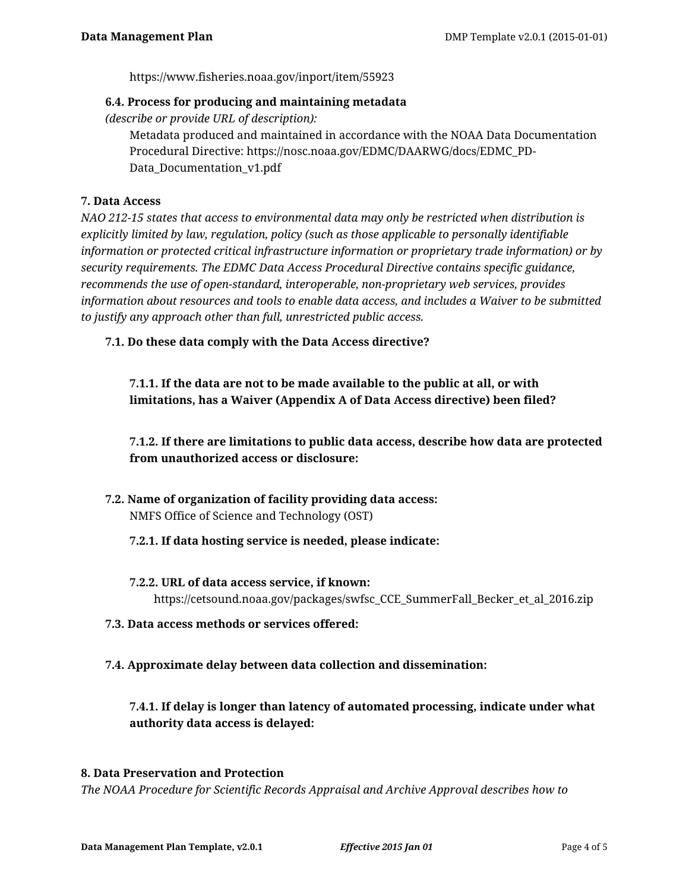https://www.fisheries.noaa.gov/inport/item/55923

### 6.4. Process for producing and maintaining metadata

*(describe or provide URL of description):*

Metadata produced and maintained in accordance with the NOAA Data Documentation Procedural Directive: https://nosc.noaa.gov/EDMC/DAARWG/docs/EDMC_PD-Data_Documentation_v1.pdf

## 7. Data Access

*NAO 212-15 states that access to environmental data may only be restricted when distribution is explicitly limited by law, regulation, policy (such as those applicable to personally identifiable information or protected critical infrastructure information or proprietary trade information) or by security requirements. The EDMC Data Access Procedural Directive contains specific guidance, recommends the use of open-standard, interoperable, non-proprietary web services, provides information about resources and tools to enable data access, and includes a Waiver to be submitted to justify any approach other than full, unrestricted public access.*

### 7.1. Do these data comply with the Data Access directive?

#### 7.1.1. If the data are not to be made available to the public at all, or with limitations, has a Waiver (Appendix A of Data Access directive) been filed?

#### 7.1.2. If there are limitations to public data access, describe how data are protected from unauthorized access or disclosure:

### 7.2. Name of organization of facility providing data access:

NMFS Office of Science and Technology (OST)

#### 7.2.1. If data hosting service is needed, please indicate:

#### 7.2.2. URL of data access service, if known:

https://cetsound.noaa.gov/packages/swfsc_CCE_SummerFall_Becker_et_al_2016.zip

### 7.3. Data access methods or services offered:

### 7.4. Approximate delay between data collection and dissemination:

#### 7.4.1. If delay is longer than latency of automated processing, indicate under what authority data access is delayed:

## 8. Data Preservation and Protection

*The NOAA Procedure for Scientific Records Appraisal and Archive Approval describes how to*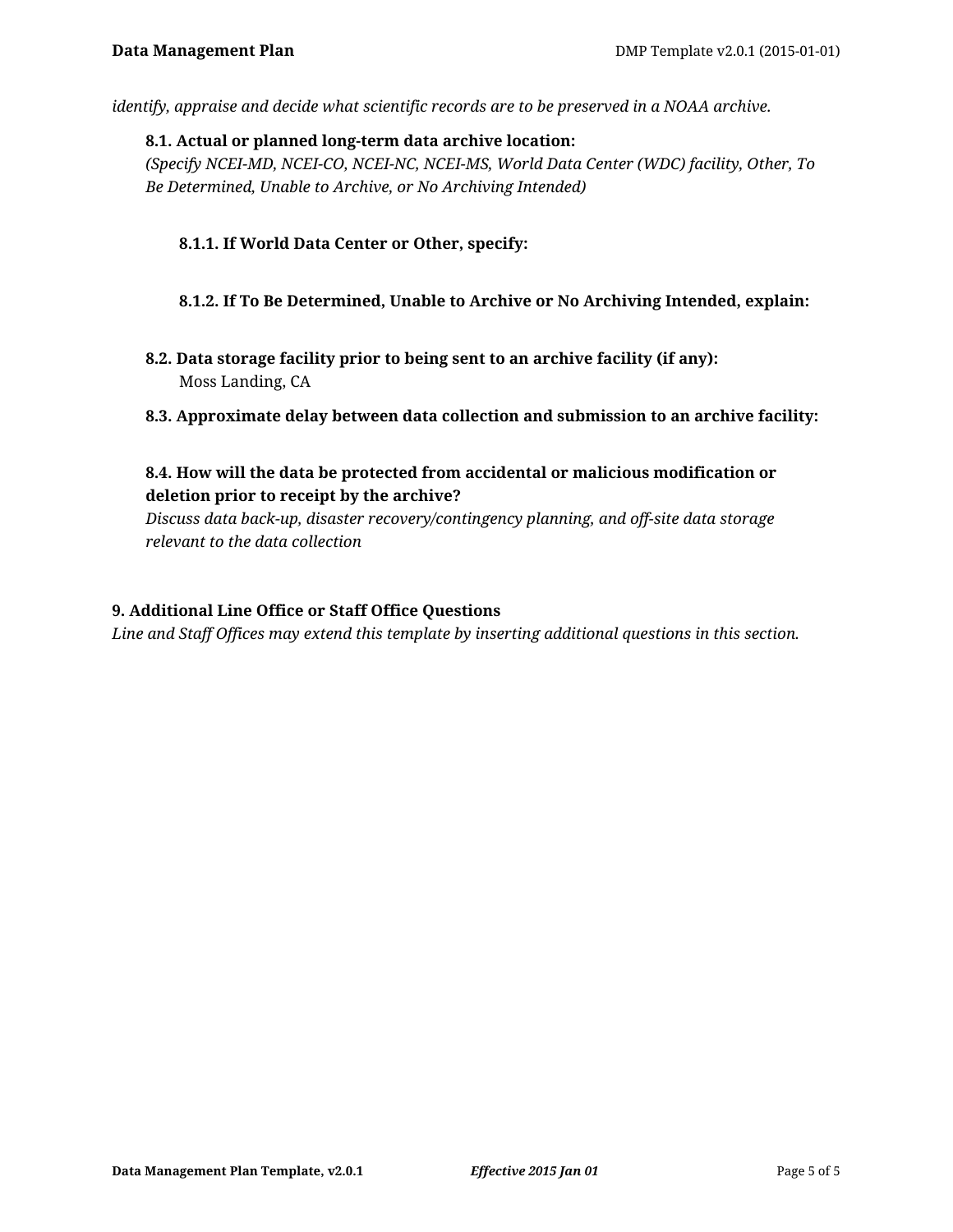*identify, appraise and decide what scientific records are to be preserved in a NOAA archive.*

**8.1. Actual or planned long-term data archive location:**
*(Specify NCEI-MD, NCEI-CO, NCEI-NC, NCEI-MS, World Data Center (WDC) facility, Other, To Be Determined, Unable to Archive, or No Archiving Intended)*

**8.1.1. If World Data Center or Other, specify:**

**8.1.2. If To Be Determined, Unable to Archive or No Archiving Intended, explain:**

**8.2. Data storage facility prior to being sent to an archive facility (if any):**
Moss Landing, CA

**8.3. Approximate delay between data collection and submission to an archive facility:**

**8.4. How will the data be protected from accidental or malicious modification or deletion prior to receipt by the archive?**
*Discuss data back-up, disaster recovery/contingency planning, and off-site data storage relevant to the data collection*

## 9. Additional Line Office or Staff Office Questions

*Line and Staff Offices may extend this template by inserting additional questions in this section.*